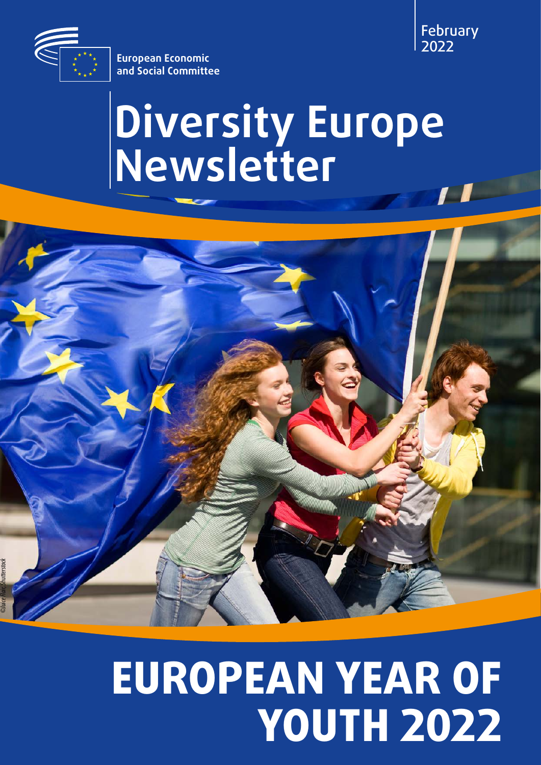European Economic and Social Committee

February 2022

# Diversity Europe Newsletter

©Juice Flair, Shutterstock

# EUROPEAN YEAR OF YOUTH 2022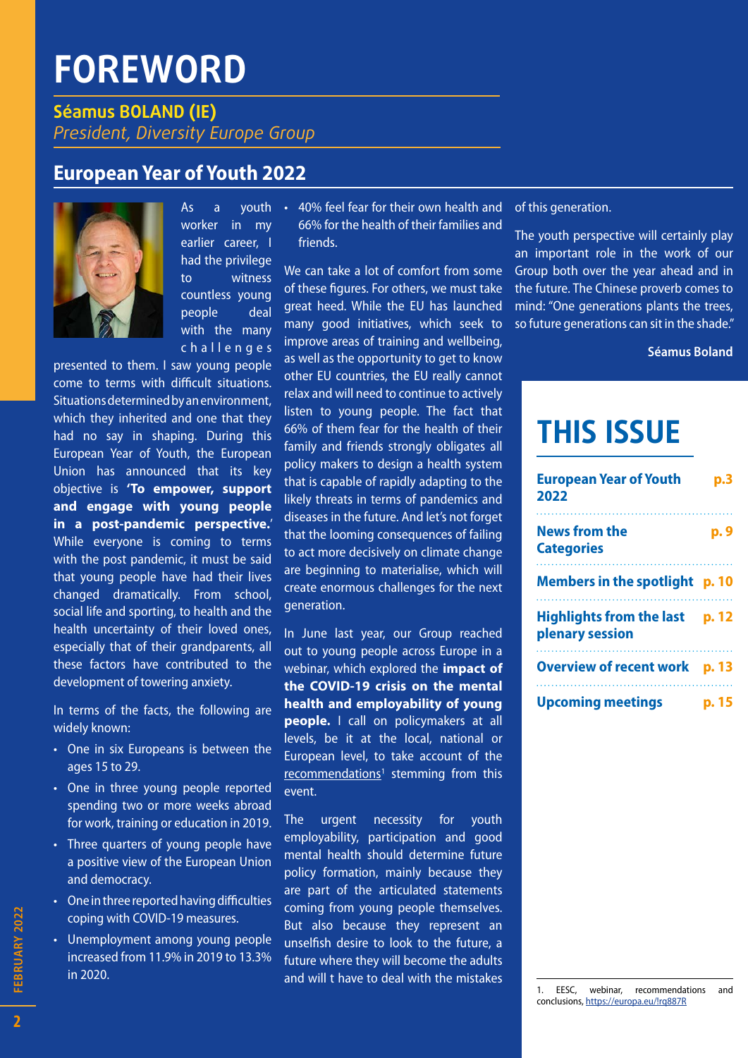# FOREWORD

**Séamus BOLAND (IE)**
*President, Diversity Europe Group*

## European Year of Youth 2022

As a youth worker in my earlier career, I had the privilege to witness countless young people deal with the many challenges presented to them. I saw young people come to terms with difficult situations. Situations determined by an environment, which they inherited and one that they had no say in shaping. During this European Year of Youth, the European Union has announced that its key objective is **'To empower, support and engage with young people in a post-pandemic perspective.'** While everyone is coming to terms with the post pandemic, it must be said that young people have had their lives changed dramatically. From school, social life and sporting, to health and the health uncertainty of their loved ones, especially that of their grandparents, all these factors have contributed to the development of towering anxiety.

In terms of the facts, the following are widely known:

- One in six Europeans is between the ages 15 to 29.
- One in three young people reported spending two or more weeks abroad for work, training or education in 2019.
- Three quarters of young people have a positive view of the European Union and democracy.
- One in three reported having difficulties coping with COVID-19 measures.
- Unemployment among young people increased from 11.9% in 2019 to 13.3% in 2020.
- 40% feel fear for their own health and 66% for the health of their families and friends.

We can take a lot of comfort from some of these figures. For others, we must take great heed. While the EU has launched many good initiatives, which seek to improve areas of training and wellbeing, as well as the opportunity to get to know other EU countries, the EU really cannot relax and will need to continue to actively listen to young people. The fact that 66% of them fear for the health of their family and friends strongly obligates all policy makers to design a health system that is capable of rapidly adapting to the likely threats in terms of pandemics and diseases in the future. And let's not forget that the looming consequences of failing to act more decisively on climate change are beginning to materialise, which will create enormous challenges for the next generation.

In June last year, our Group reached out to young people across Europe in a webinar, which explored the **impact of the COVID-19 crisis on the mental health and employability of young people.** I call on policymakers at all levels, be it at the local, national or European level, to take account of the recommendations[1] stemming from this event.

The urgent necessity for youth employability, participation and good mental health should determine future policy formation, mainly because they are part of the articulated statements coming from young people themselves. But also because they represent an unselfish desire to look to the future, a future where they will become the adults and will t have to deal with the mistakes of this generation.

The youth perspective will certainly play an important role in the work of our Group both over the year ahead and in the future. The Chinese proverb comes to mind: "One generations plants the trees, so future generations can sit in the shade."

**Séamus Boland**

# THIS ISSUE

| | |
|---|---|
| **European Year of Youth 2022** | **p.3** |
| **News from the Categories** | **p. 9** |
| **Members in the spotlight** | **p. 10** |
| **Highlights from the last plenary session** | **p. 12** |
| **Overview of recent work** | **p. 13** |
| **Upcoming meetings** | **p. 15** |

1. EESC, webinar, recommendations and conclusions, https://europa.eu/!rq887R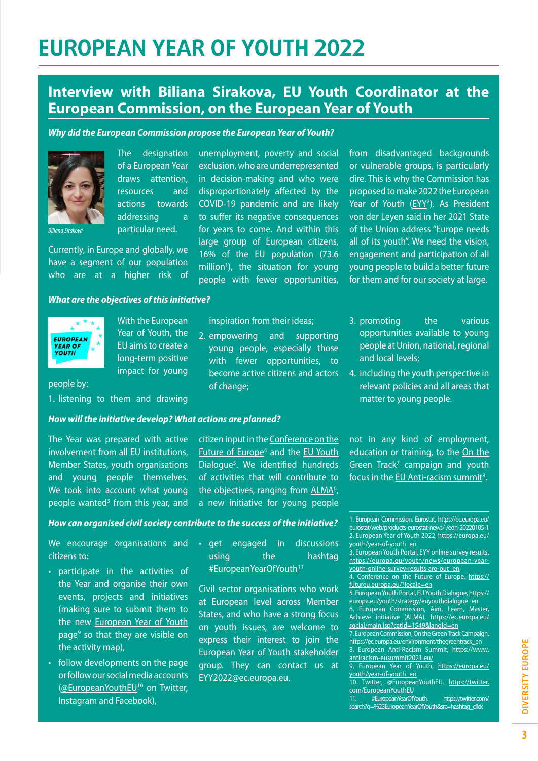# EUROPEAN YEAR OF YOUTH 2022

## Interview with Biliana Sirakova, EU Youth Coordinator at the European Commission, on the European Year of Youth

***Why did the European Commission propose the European Year of Youth?***

Biliana Sirakova

The designation of a European Year draws attention, resources and actions towards addressing a particular need.

Currently, in Europe and globally, we have a segment of our population who are at a higher risk of unemployment, poverty and social exclusion, who are underrepresented in decision-making and who were disproportionately affected by the COVID-19 pandemic and are likely to suffer its negative consequences for years to come. And within this large group of European citizens, 16% of the EU population (73.6 million[1]), the situation for young people with fewer opportunities, from disadvantaged backgrounds or vulnerable groups, is particularly dire. This is why the Commission has proposed to make 2022 the European Year of Youth (EYY[2]). As President von der Leyen said in her 2021 State of the Union address "Europe needs all of its youth". We need the vision, engagement and participation of all young people to build a better future for them and for our society at large.

***What are the objectives of this initiative?***

With the European Year of Youth, the EU aims to create a long-term positive impact for young people by:

1. listening to them and drawing inspiration from their ideas;
2. empowering and supporting young people, especially those with fewer opportunities, to become active citizens and actors of change;
3. promoting the various opportunities available to young people at Union, national, regional and local levels;
4. including the youth perspective in relevant policies and all areas that matter to young people.

***How will the initiative develop? What actions are planned?***

The Year was prepared with active involvement from all EU institutions, Member States, youth organisations and young people themselves. We took into account what young people wanted[3] from this year, and citizen input in the Conference on the Future of Europe[4] and the EU Youth Dialogue[5]. We identified hundreds of activities that will contribute to the objectives, ranging from ALMA[6], a new initiative for young people not in any kind of employment, education or training, to the On the Green Track[7] campaign and youth focus in the EU Anti-racism summit[8].

***How can organised civil society contribute to the success of the initiative?***

We encourage organisations and citizens to:

- participate in the activities of the Year and organise their own events, projects and initiatives (making sure to submit them to the new European Year of Youth page[9] so that they are visible on the activity map),
- follow developments on the page or follow our social media accounts (@EuropeanYouthEU[10] on Twitter, Instagram and Facebook),
- get engaged in discussions using the hashtag #EuropeanYearOfYouth[11]

Civil sector organisations who work at European level across Member States, and who have a strong focus on youth issues, are welcome to express their interest to join the European Year of Youth stakeholder group. They can contact us at EYY2022@ec.europa.eu.

---

1. European Commission, Eurostat, https://ec.europa.eu/eurostat/web/products-eurostat-news/-/edn-20220105-1
2. European Year of Youth 2022, https://europa.eu/youth/year-of-youth_en
3. European Youth Portal, EYY online survey results, https://europa.eu/youth/news/european-year-youth-online-survey-results-are-out_en
4. Conference on the Future of Europe. https://futureu.europa.eu/?locale=en
5. European Youth Portal, EU Youth Dialogue, https://europa.eu/youth/strategy/euyouthdialogue_en
6. European Commission, Aim, Learn, Master, Achieve initiative (ALMA), https://ec.europa.eu/social/main.jsp?catId=1549&langId=en
7. European Commission, On the Green Track Campaign, https://ec.europa.eu/environment/thegreentrack_en
8. European Anti-Racism Summit, https://www.antiracism-eusummit2021.eu/
9. European Year of Youth, https://europa.eu/youth/year-of-youth_en
10. Twitter, @EuropeanYouthEU, https://twitter.com/EuropeanYouthEU
11. #EuropeanYearOfYouth, https://twitter.com/search?q=%23EuropeanYearOfYouth&src=hashtag_click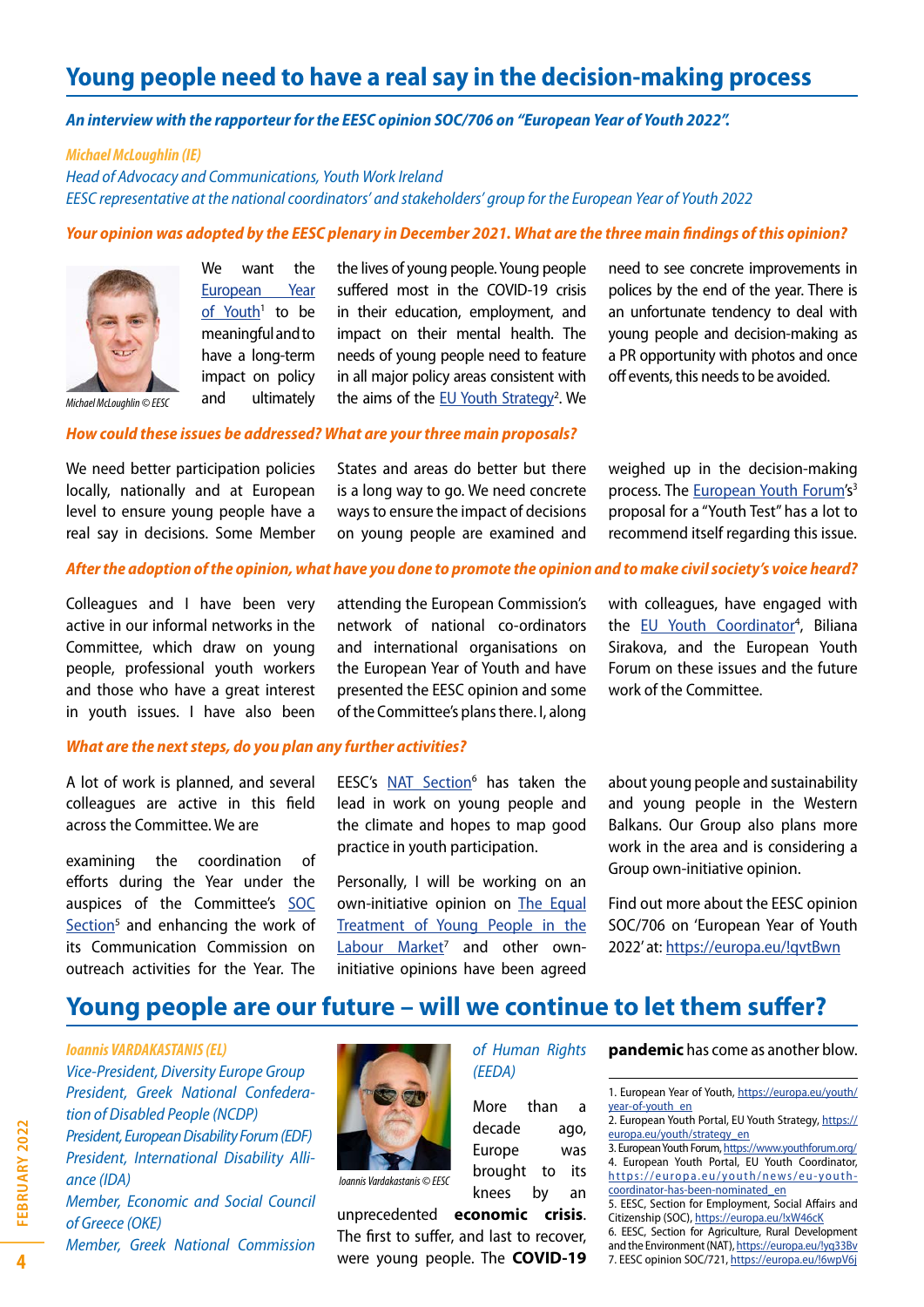## Young people need to have a real say in the decision-making process

***An interview with the rapporteur for the EESC opinion SOC/706 on "European Year of Youth 2022".***

***Michael McLoughlin (IE)***
*Head of Advocacy and Communications, Youth Work Ireland*
*EESC representative at the national coordinators' and stakeholders' group for the European Year of Youth 2022*

***Your opinion was adopted by the EESC plenary in December 2021. What are the three main findings of this opinion?***

*Michael McLoughlin © EESC*

We want the European Year of Youth[1] to be meaningful and to have a long-term impact on policy and ultimately the lives of young people. Young people suffered most in the COVID-19 crisis in their education, employment, and impact on their mental health. The needs of young people need to feature in all major policy areas consistent with the aims of the EU Youth Strategy[2]. We need to see concrete improvements in polices by the end of the year. There is an unfortunate tendency to deal with young people and decision-making as a PR opportunity with photos and once off events, this needs to be avoided.

***How could these issues be addressed? What are your three main proposals?***

We need better participation policies locally, nationally and at European level to ensure young people have a real say in decisions. Some Member States and areas do better but there is a long way to go. We need concrete ways to ensure the impact of decisions on young people are examined and weighed up in the decision-making process. The European Youth Forum's[3] proposal for a "Youth Test" has a lot to recommend itself regarding this issue.

***After the adoption of the opinion, what have you done to promote the opinion and to make civil society's voice heard?***

Colleagues and I have been very active in our informal networks in the Committee, which draw on young people, professional youth workers and those who have a great interest in youth issues. I have also been attending the European Commission's network of national co-ordinators and international organisations on the European Year of Youth and have presented the EESC opinion and some of the Committee's plans there. I, along with colleagues, have engaged with the EU Youth Coordinator[4], Biliana Sirakova, and the European Youth Forum on these issues and the future work of the Committee.

***What are the next steps, do you plan any further activities?***

A lot of work is planned, and several colleagues are active in this field across the Committee. We are

examining the coordination of efforts during the Year under the auspices of the Committee's SOC Section[5] and enhancing the work of its Communication Commission on outreach activities for the Year. The EESC's NAT Section[6] has taken the lead in work on young people and the climate and hopes to map good practice in youth participation.

Personally, I will be working on an own-initiative opinion on The Equal Treatment of Young People in the Labour Market[7] and other own-initiative opinions have been agreed about young people and sustainability and young people in the Western Balkans. Our Group also plans more work in the area and is considering a Group own-initiative opinion.

Find out more about the EESC opinion SOC/706 on 'European Year of Youth 2022' at: https://europa.eu/!qvtBwn

## Young people are our future – will we continue to let them suffer?

***Ioannis VARDAKASTANIS (EL)***
*Vice-President, Diversity Europe Group*
*President, Greek National Confederation of Disabled People (NCDP)*
*President, European Disability Forum (EDF)*
*President, International Disability Alliance (IDA)*
*Member, Economic and Social Council of Greece (OKE)*
*Member, Greek National Commission of Human Rights (EEDA)*

*Ioannis Vardakastanis © EESC*

More than a decade ago, Europe was brought to its knees by an unprecedented **economic crisis**. The first to suffer, and last to recover, were young people. The **COVID-19 pandemic** has come as another blow.

---

1. European Year of Youth, https://europa.eu/youth/year-of-youth_en
2. European Youth Portal, EU Youth Strategy, https://europa.eu/youth/strategy_en
3. European Youth Forum, https://www.youthforum.org/
4. European Youth Portal, EU Youth Coordinator, https://europa.eu/youth/news/eu-youth-coordinator-has-been-nominated_en
5. EESC, Section for Employment, Social Affairs and Citizenship (SOC), https://europa.eu/!xW46cK
6. EESC, Section for Agriculture, Rural Development and the Environment (NAT), https://europa.eu/!yq33Bv
7. EESC opinion SOC/721, https://europa.eu/!6wpV6j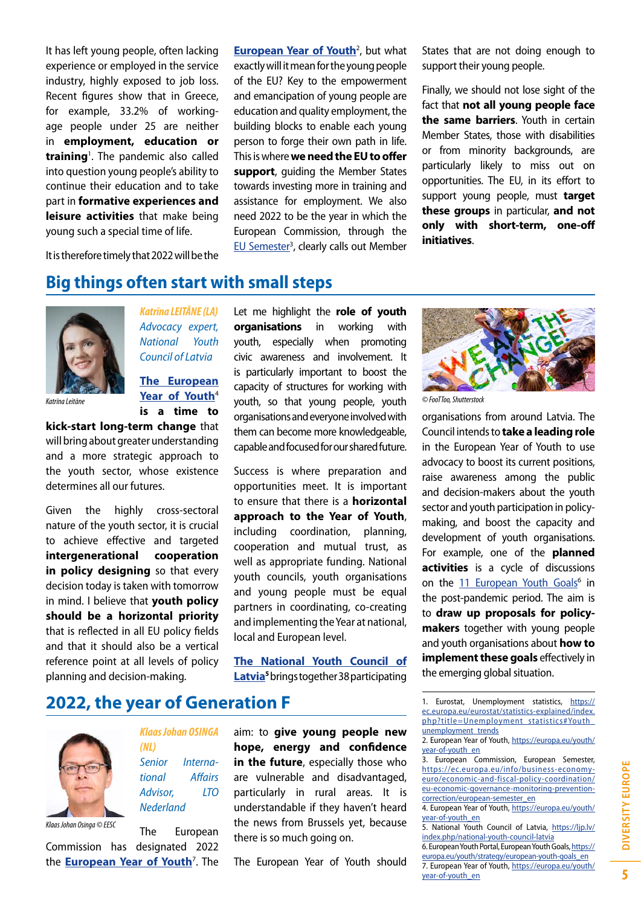It has left young people, often lacking experience or employed in the service industry, highly exposed to job loss. Recent figures show that in Greece, for example, 33.2% of working-age people under 25 are neither in **employment, education or training**[1]. The pandemic also called into question young people's ability to continue their education and to take part in **formative experiences and leisure activities** that make being young such a special time of life.

It is therefore timely that 2022 will be the **European Year of Youth**[2], but what exactly will it mean for the young people of the EU? Key to the empowerment and emancipation of young people are education and quality employment, the building blocks to enable each young person to forge their own path in life. This is where **we need the EU to offer support**, guiding the Member States towards investing more in training and assistance for employment. We also need 2022 to be the year in which the European Commission, through the EU Semester[3], clearly calls out Member States that are not doing enough to support their young people.

Finally, we should not lose sight of the fact that **not all young people face the same barriers**. Youth in certain Member States, those with disabilities or from minority backgrounds, are particularly likely to miss out on opportunities. The EU, in its effort to support young people, must **target these groups** in particular, **and not only with short-term, one-off initiatives**.

## Big things often start with small steps

Katrīna Leitāne

*Katrīna LEITĀNE (LA)*
*Advocacy expert, National Youth Council of Latvia*

**The European Year of Youth**[4] **is a time to kick-start long-term change** that will bring about greater understanding and a more strategic approach to the youth sector, whose existence determines all our futures.

Given the highly cross-sectoral nature of the youth sector, it is crucial to achieve effective and targeted **intergenerational cooperation in policy designing** so that every decision today is taken with tomorrow in mind. I believe that **youth policy should be a horizontal priority** that is reflected in all EU policy fields and that it should also be a vertical reference point at all levels of policy planning and decision-making.

Let me highlight the **role of youth organisations** in working with youth, especially when promoting civic awareness and involvement. It is particularly important to boost the capacity of structures for working with youth, so that young people, youth organisations and everyone involved with them can become more knowledgeable, capable and focused for our shared future.

Success is where preparation and opportunities meet. It is important to ensure that there is a **horizontal approach to the Year of Youth**, including coordination, planning, cooperation and mutual trust, as well as appropriate funding. National youth councils, youth organisations and young people must be equal partners in coordinating, co-creating and implementing the Year at national, local and European level.

**The National Youth Council of Latvia**[5] brings together 38 participating organisations from around Latvia. The Council intends to **take a leading role** in the European Year of Youth to use advocacy to boost its current positions, raise awareness among the public and decision-makers about the youth sector and youth participation in policy-making, and boost the capacity and development of youth organisations. For example, one of the **planned activities** is a cycle of discussions on the 11 European Youth Goals[6] in the post-pandemic period. The aim is to **draw up proposals for policy-makers** together with young people and youth organisations about **how to implement these goals** effectively in the emerging global situation.

© FoolTToo, Shutterstock

## 2022, the year of Generation F

Klaas Johan Osinga © EESC

*Klaas Johan OSINGA (NL)*
*Senior International Affairs Advisor, LTO Nederland*

The European Commission has designated 2022 the **European Year of Youth**[7]. The aim: to **give young people new hope, energy and confidence in the future**, especially those who are vulnerable and disadvantaged, particularly in rural areas. It is understandable if they haven't heard the news from Brussels yet, because there is so much going on.

The European Year of Youth should

---

1. Eurostat, Unemployment statistics, https://ec.europa.eu/eurostat/statistics-explained/index.php?title=Unemployment_statistics#Youth_unemployment_trends
2. European Year of Youth, https://europa.eu/youth/year-of-youth_en
3. European Commission, European Semester, https://ec.europa.eu/info/business-economy-euro/economic-and-fiscal-policy-coordination/eu-economic-governance-monitoring-prevention-correction/european-semester_en
4. European Year of Youth, https://europa.eu/youth/year-of-youth_en
5. National Youth Council of Latvia, https://ljp.lv/index.php/national-youth-council-latvia
6. European Youth Portal, European Youth Goals, https://europa.eu/youth/strategy/european-youth-goals_en
7. European Year of Youth, https://europa.eu/youth/year-of-youth_en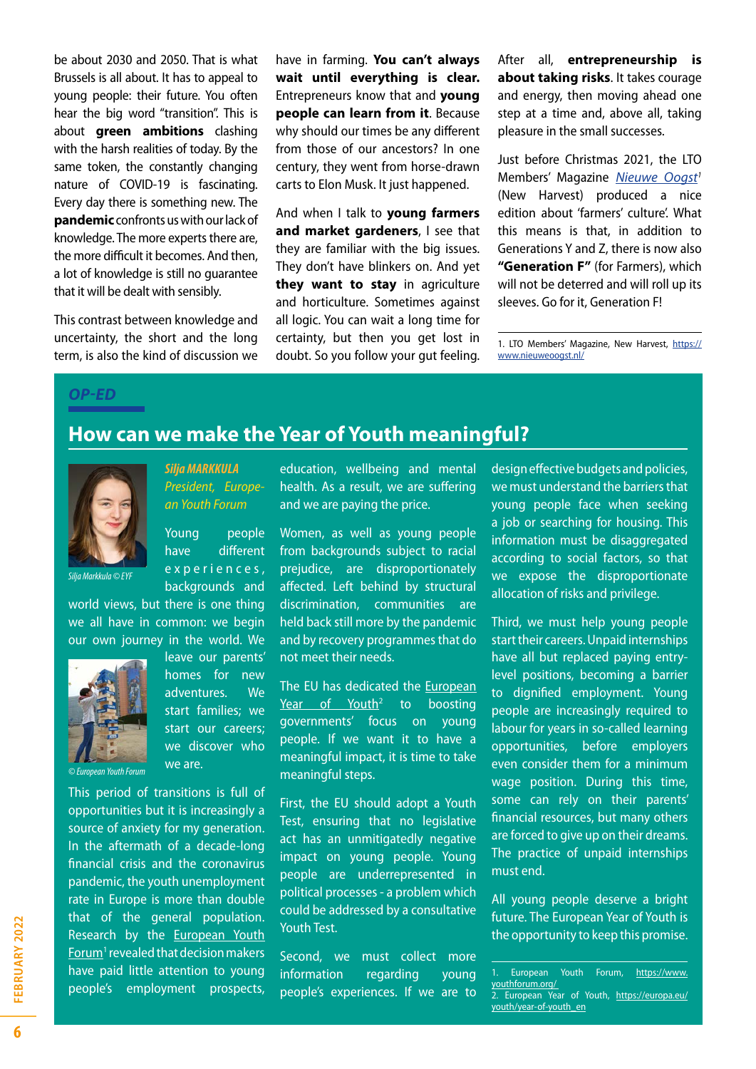be about 2030 and 2050. That is what Brussels is all about. It has to appeal to young people: their future. You often hear the big word "transition". This is about **green ambitions** clashing with the harsh realities of today. By the same token, the constantly changing nature of COVID-19 is fascinating. Every day there is something new. The **pandemic** confronts us with our lack of knowledge. The more experts there are, the more difficult it becomes. And then, a lot of knowledge is still no guarantee that it will be dealt with sensibly.

This contrast between knowledge and uncertainty, the short and the long term, is also the kind of discussion we have in farming. **You can't always wait until everything is clear.** Entrepreneurs know that and **young people can learn from it**. Because why should our times be any different from those of our ancestors? In one century, they went from horse-drawn carts to Elon Musk. It just happened.

And when I talk to **young farmers and market gardeners**, I see that they are familiar with the big issues. They don't have blinkers on. And yet **they want to stay** in agriculture and horticulture. Sometimes against all logic. You can wait a long time for certainty, but then you get lost in doubt. So you follow your gut feeling. After all, **entrepreneurship is about taking risks**. It takes courage and energy, then moving ahead one step at a time and, above all, taking pleasure in the small successes.

Just before Christmas 2021, the LTO Members' Magazine *Nieuwe Oogst*[1] (New Harvest) produced a nice edition about 'farmers' culture'. What this means is that, in addition to Generations Y and Z, there is now also **"Generation F"** (for Farmers), which will not be deterred and will roll up its sleeves. Go for it, Generation F!

1. LTO Members' Magazine, New Harvest, https://www.nieuweoogst.nl/

*OP-ED*

## How can we make the Year of Youth meaningful?

*Silja MARKKULA*
*President, European Youth Forum*

Silja Markkula © EYF

Young people have different experiences, backgrounds and world views, but there is one thing we all have in common: we begin our own journey in the world. We leave our parents' homes for new adventures. We start families; we start our careers; we discover who we are.

© European Youth Forum

This period of transitions is full of opportunities but it is increasingly a source of anxiety for my generation. In the aftermath of a decade-long financial crisis and the coronavirus pandemic, the youth unemployment rate in Europe is more than double that of the general population. Research by the European Youth Forum[1] revealed that decision makers have paid little attention to young people's employment prospects, education, wellbeing and mental health. As a result, we are suffering and we are paying the price.

Women, as well as young people from backgrounds subject to racial prejudice, are disproportionately affected. Left behind by structural discrimination, communities are held back still more by the pandemic and by recovery programmes that do not meet their needs.

The EU has dedicated the European Year of Youth[2] to boosting governments' focus on young people. If we want it to have a meaningful impact, it is time to take meaningful steps.

First, the EU should adopt a Youth Test, ensuring that no legislative act has an unmitigatedly negative impact on young people. Young people are underrepresented in political processes - a problem which could be addressed by a consultative Youth Test.

Second, we must collect more information regarding young people's experiences. If we are to design effective budgets and policies, we must understand the barriers that young people face when seeking a job or searching for housing. This information must be disaggregated according to social factors, so that we expose the disproportionate allocation of risks and privilege.

Third, we must help young people start their careers. Unpaid internships have all but replaced paying entry-level positions, becoming a barrier to dignified employment. Young people are increasingly required to labour for years in so-called learning opportunities, before employers even consider them for a minimum wage position. During this time, some can rely on their parents' financial resources, but many others are forced to give up on their dreams. The practice of unpaid internships must end.

All young people deserve a bright future. The European Year of Youth is the opportunity to keep this promise.

1. European Youth Forum, https://www.youthforum.org/
2. European Year of Youth, https://europa.eu/youth/year-of-youth_en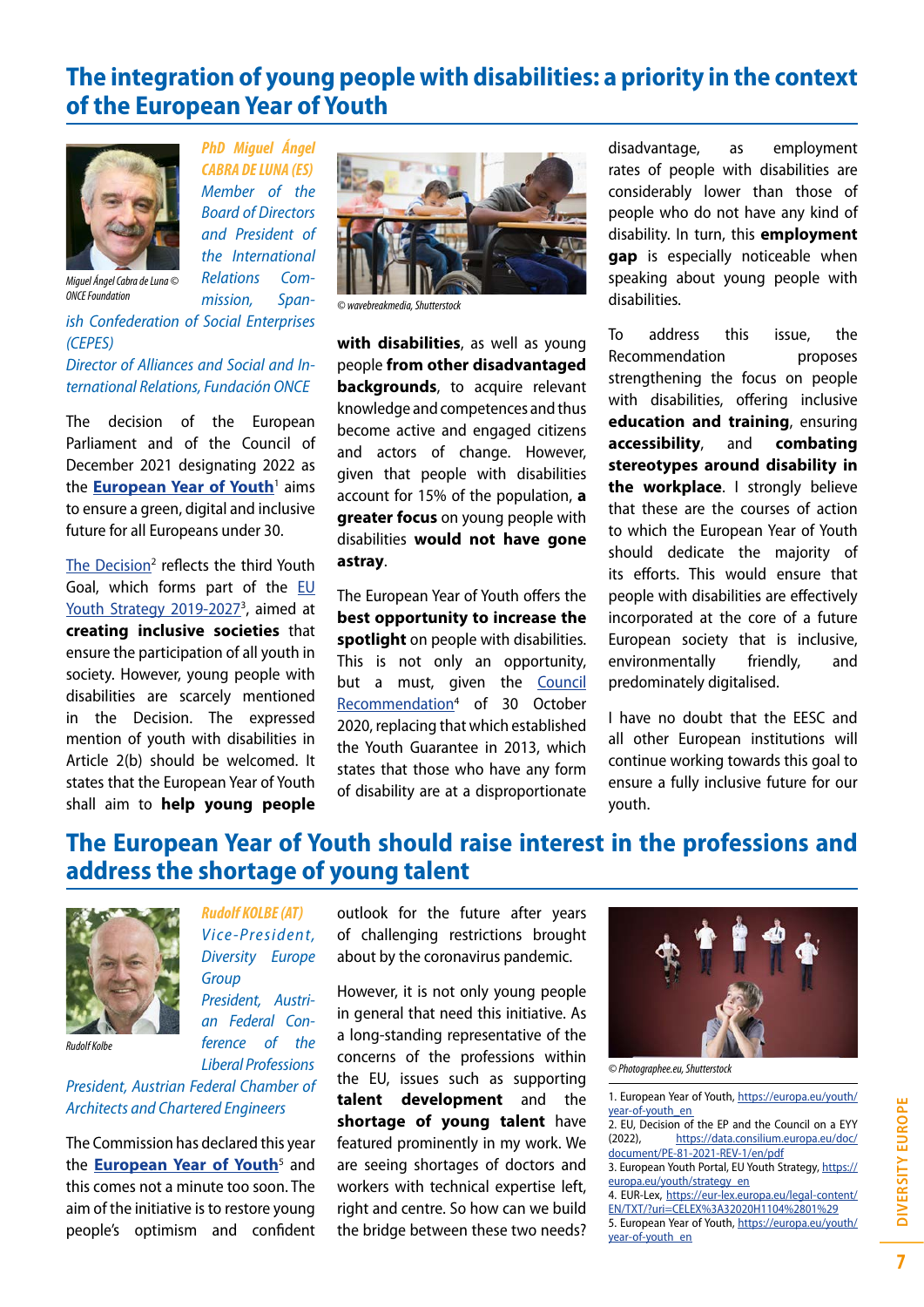## The integration of young people with disabilities: a priority in the context of the European Year of Youth

Miguel Ángel Cabra de Luna © ONCE Foundation

***PhD Miguel Ángel CABRA DE LUNA (ES)***
*Member of the Board of Directors and President of the International Relations Commission, Spanish Confederation of Social Enterprises (CEPES)*
*Director of Alliances and Social and International Relations, Fundación ONCE*

The decision of the European Parliament and of the Council of December 2021 designating 2022 as the **European Year of Youth**[1] aims to ensure a green, digital and inclusive future for all Europeans under 30.

The Decision[2] reflects the third Youth Goal, which forms part of the EU Youth Strategy 2019-2027[3], aimed at **creating inclusive societies** that ensure the participation of all youth in society. However, young people with disabilities are scarcely mentioned in the Decision. The expressed mention of youth with disabilities in Article 2(b) should be welcomed. It states that the European Year of Youth shall aim to **help young people with disabilities**, as well as young people **from other disadvantaged backgrounds**, to acquire relevant knowledge and competences and thus become active and engaged citizens and actors of change. However, given that people with disabilities account for 15% of the population, **a greater focus** on young people with disabilities **would not have gone astray**.

© wavebreakmedia, Shutterstock

The European Year of Youth offers the **best opportunity to increase the spotlight** on people with disabilities. This is not only an opportunity, but a must, given the Council Recommendation[4] of 30 October 2020, replacing that which established the Youth Guarantee in 2013, which states that those who have any form of disability are at a disproportionate disadvantage, as employment rates of people with disabilities are considerably lower than those of people who do not have any kind of disability. In turn, this **employment gap** is especially noticeable when speaking about young people with disabilities.

To address this issue, the Recommendation proposes strengthening the focus on people with disabilities, offering inclusive **education and training**, ensuring **accessibility**, and **combating stereotypes around disability in the workplace**. I strongly believe that these are the courses of action to which the European Year of Youth should dedicate the majority of its efforts. This would ensure that people with disabilities are effectively incorporated at the core of a future European society that is inclusive, environmentally friendly, and predominately digitalised.

I have no doubt that the EESC and all other European institutions will continue working towards this goal to ensure a fully inclusive future for our youth.

## The European Year of Youth should raise interest in the professions and address the shortage of young talent

Rudolf Kolbe

***Rudolf KOLBE (AT)***
*Vice-President, Diversity Europe Group*
*President, Austrian Federal Conference of the Liberal Professions*
*President, Austrian Federal Chamber of Architects and Chartered Engineers*

The Commission has declared this year the **European Year of Youth**[5] and this comes not a minute too soon. The aim of the initiative is to restore young people's optimism and confident outlook for the future after years of challenging restrictions brought about by the coronavirus pandemic.

However, it is not only young people in general that need this initiative. As a long-standing representative of the concerns of the professions within the EU, issues such as supporting **talent development** and the **shortage of young talent** have featured prominently in my work. We are seeing shortages of doctors and workers with technical expertise left, right and centre. So how can we build the bridge between these two needs?

© Photographee.eu, Shutterstock

1. European Year of Youth, https://europa.eu/youth/year-of-youth_en
2. EU, Decision of the EP and the Council on a EYY (2022), https://data.consilium.europa.eu/doc/document/PE-81-2021-REV-1/en/pdf
3. European Youth Portal, EU Youth Strategy, https://europa.eu/youth/strategy_en
4. EUR-Lex, https://eur-lex.europa.eu/legal-content/EN/TXT/?uri=CELEX%3A32020H1104%2801%29
5. European Year of Youth, https://europa.eu/youth/year-of-youth_en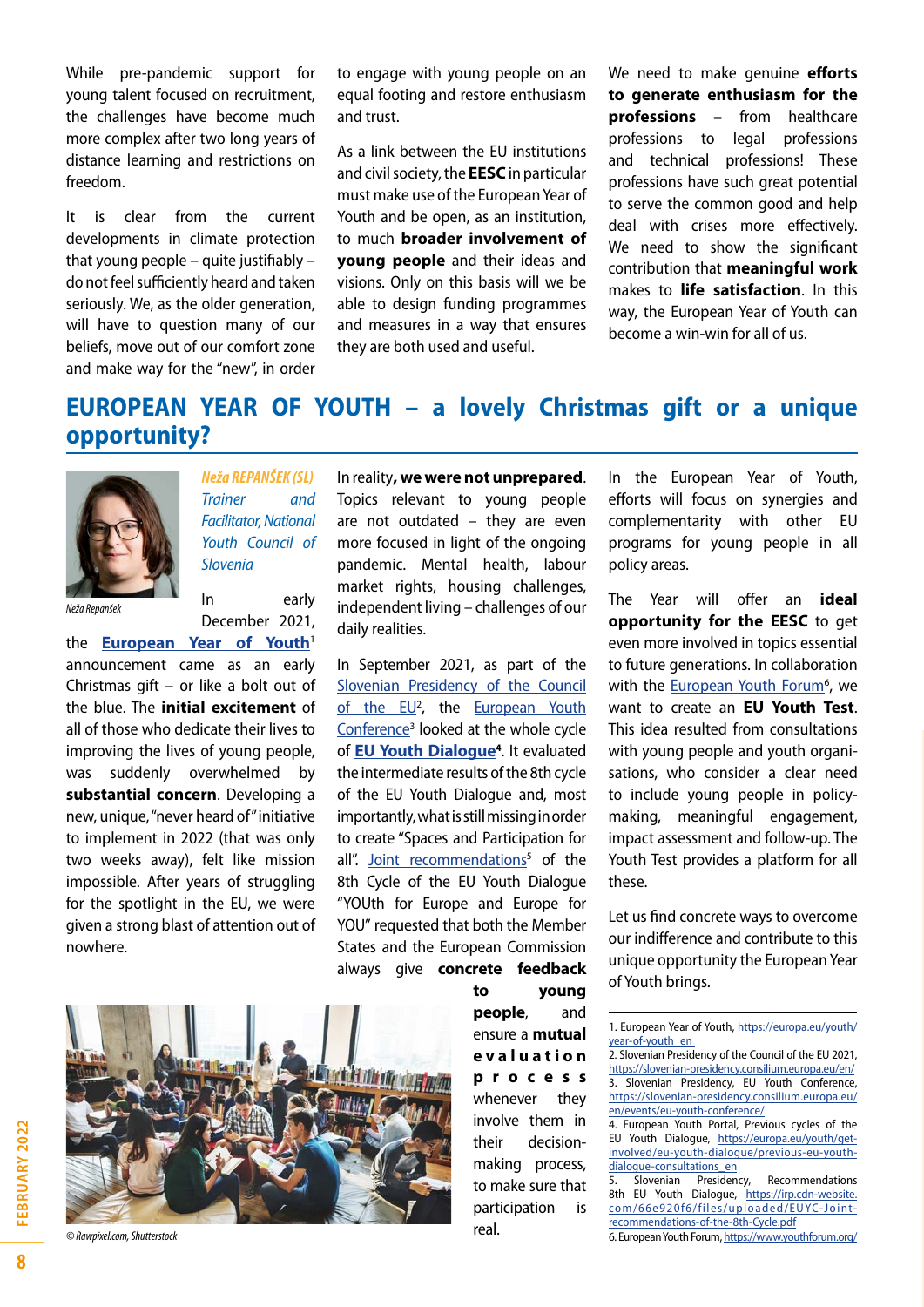While pre-pandemic support for young talent focused on recruitment, the challenges have become much more complex after two long years of distance learning and restrictions on freedom.

It is clear from the current developments in climate protection that young people – quite justifiably – do not feel sufficiently heard and taken seriously. We, as the older generation, will have to question many of our beliefs, move out of our comfort zone and make way for the "new", in order to engage with young people on an equal footing and restore enthusiasm and trust.

As a link between the EU institutions and civil society, the **EESC** in particular must make use of the European Year of Youth and be open, as an institution, to much **broader involvement of young people** and their ideas and visions. Only on this basis will we be able to design funding programmes and measures in a way that ensures they are both used and useful.

We need to make genuine **efforts to generate enthusiasm for the professions** – from healthcare professions to legal professions and technical professions! These professions have such great potential to serve the common good and help deal with crises more effectively. We need to show the significant contribution that **meaningful work** makes to **life satisfaction**. In this way, the European Year of Youth can become a win-win for all of us.

## EUROPEAN YEAR OF YOUTH – a lovely Christmas gift or a unique opportunity?

*Neža REPANŠEK (SL)*
*Trainer and Facilitator, National Youth Council of Slovenia*

*Neža Repanšek*

In early December 2021, the **European Year of Youth**[1] announcement came as an early Christmas gift – or like a bolt out of the blue. The **initial excitement** of all of those who dedicate their lives to improving the lives of young people, was suddenly overwhelmed by **substantial concern**. Developing a new, unique, "never heard of" initiative to implement in 2022 (that was only two weeks away), felt like mission impossible. After years of struggling for the spotlight in the EU, we were given a strong blast of attention out of nowhere.

In reality**, we were not unprepared**. Topics relevant to young people are not outdated – they are even more focused in light of the ongoing pandemic. Mental health, labour market rights, housing challenges, independent living – challenges of our daily realities.

In September 2021, as part of the Slovenian Presidency of the Council of the EU[2], the European Youth Conference[3] looked at the whole cycle of **EU Youth Dialogue**[4]. It evaluated the intermediate results of the 8th cycle of the EU Youth Dialogue and, most importantly, what is still missing in order to create "Spaces and Participation for all". Joint recommendations[5] of the 8th Cycle of the EU Youth Dialogue "YOUth for Europe and Europe for YOU" requested that both the Member States and the European Commission always give **concrete feedback to young people**, and ensure a **mutual evaluation process** whenever they involve them in their decision-making process, to make sure that participation is real.

© Rawpixel.com, Shutterstock

In the European Year of Youth, efforts will focus on synergies and complementarity with other EU programs for young people in all policy areas.

The Year will offer an **ideal opportunity for the EESC** to get even more involved in topics essential to future generations. In collaboration with the European Youth Forum[6], we want to create an **EU Youth Test**. This idea resulted from consultations with young people and youth organisations, who consider a clear need to include young people in policy-making, meaningful engagement, impact assessment and follow-up. The Youth Test provides a platform for all these.

Let us find concrete ways to overcome our indifference and contribute to this unique opportunity the European Year of Youth brings.

1. European Year of Youth, https://europa.eu/youth/year-of-youth_en
2. Slovenian Presidency of the Council of the EU 2021, https://slovenian-presidency.consilium.europa.eu/en/
3. Slovenian Presidency, EU Youth Conference, https://slovenian-presidency.consilium.europa.eu/en/events/eu-youth-conference/
4. European Youth Portal, Previous cycles of the EU Youth Dialogue, https://europa.eu/youth/get-involved/eu-youth-dialogue/previous-eu-youth-dialogue-consultations_en
5. Slovenian Presidency, Recommendations 8th EU Youth Dialogue, https://irp.cdn-website.com/66e920f6/files/uploaded/EUYC-Joint-recommendations-of-the-8th-Cycle.pdf
6. European Youth Forum, https://www.youthforum.org/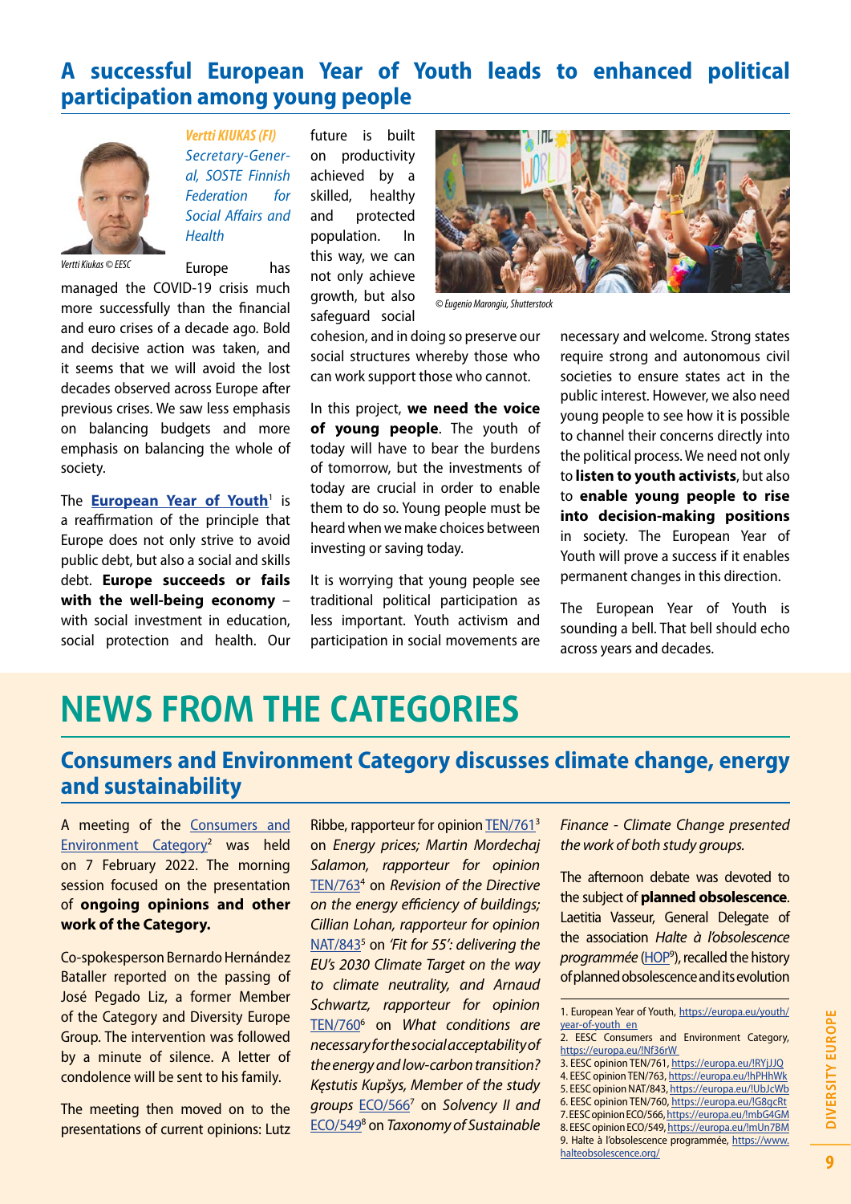## A successful European Year of Youth leads to enhanced political participation among young people

*Vertti KIUKAS (FI)*
*Secretary-General, SOSTE Finnish Federation for Social Affairs and Health*

Vertti Kiukas © EESC

Europe has managed the COVID-19 crisis much more successfully than the financial and euro crises of a decade ago. Bold and decisive action was taken, and it seems that we will avoid the lost decades observed across Europe after previous crises. We saw less emphasis on balancing budgets and more emphasis on balancing the whole of society.

The **European Year of Youth**[1] is a reaffirmation of the principle that Europe does not only strive to avoid public debt, but also a social and skills debt. **Europe succeeds or fails with the well-being economy** – with social investment in education, social protection and health. Our future is built on productivity achieved by a skilled, healthy and protected population. In this way, we can not only achieve growth, but also safeguard social cohesion, and in doing so preserve our social structures whereby those who can work support those who cannot.

© Eugenio Marongiu, Shutterstock

In this project, **we need the voice of young people**. The youth of today will have to bear the burdens of tomorrow, but the investments of today are crucial in order to enable them to do so. Young people must be heard when we make choices between investing or saving today.

It is worrying that young people see traditional political participation as less important. Youth activism and participation in social movements are necessary and welcome. Strong states require strong and autonomous civil societies to ensure states act in the public interest. However, we also need young people to see how it is possible to channel their concerns directly into the political process. We need not only to **listen to youth activists**, but also to **enable young people to rise into decision-making positions** in society. The European Year of Youth will prove a success if it enables permanent changes in this direction.

The European Year of Youth is sounding a bell. That bell should echo across years and decades.

# NEWS FROM THE CATEGORIES

## Consumers and Environment Category discusses climate change, energy and sustainability

A meeting of the Consumers and Environment Category[2] was held on 7 February 2022. The morning session focused on the presentation of **ongoing opinions and other work of the Category.**

Co-spokesperson Bernardo Hernández Bataller reported on the passing of José Pegado Liz, a former Member of the Category and Diversity Europe Group. The intervention was followed by a minute of silence. A letter of condolence will be sent to his family.

The meeting then moved on to the presentations of current opinions: Lutz Ribbe, rapporteur for opinion TEN/761[3] on *Energy prices; Martin Mordechaj Salamon, rapporteur for opinion* TEN/763[4] on *Revision of the Directive on the energy efficiency of buildings; Cillian Lohan, rapporteur for opinion* NAT/843[5] on *'Fit for 55': delivering the EU's 2030 Climate Target on the way to climate neutrality, and Arnaud Schwartz, rapporteur for opinion* TEN/760[6] on *What conditions are necessary for the social acceptability of the energy and low-carbon transition? Kęstutis Kupšys, Member of the study groups* ECO/566[7] on *Solvency II and* ECO/549[8] on *Taxonomy of Sustainable Finance - Climate Change presented the work of both study groups.*

The afternoon debate was devoted to the subject of **planned obsolescence**. Laetitia Vasseur, General Delegate of the association *Halte à l'obsolescence programmée* (HOP[9]), recalled the history of planned obsolescence and its evolution

1. European Year of Youth, https://europa.eu/youth/year-of-youth_en
2. EESC Consumers and Environment Category, https://europa.eu/!Nf36rW
3. EESC opinion TEN/761, https://europa.eu/!RYjJJQ
4. EESC opinion TEN/763, https://europa.eu/!hPHhWk
5. EESC opinion NAT/843, https://europa.eu/!UbJcWb
6. EESC opinion TEN/760, https://europa.eu/!G8gcRt
7. EESC opinion ECO/566, https://europa.eu/!mbG4GM
8. EESC opinion ECO/549, https://europa.eu/!mUn7BM
9. Halte à l'obsolescence programmée, https://www.halteobsolescence.org/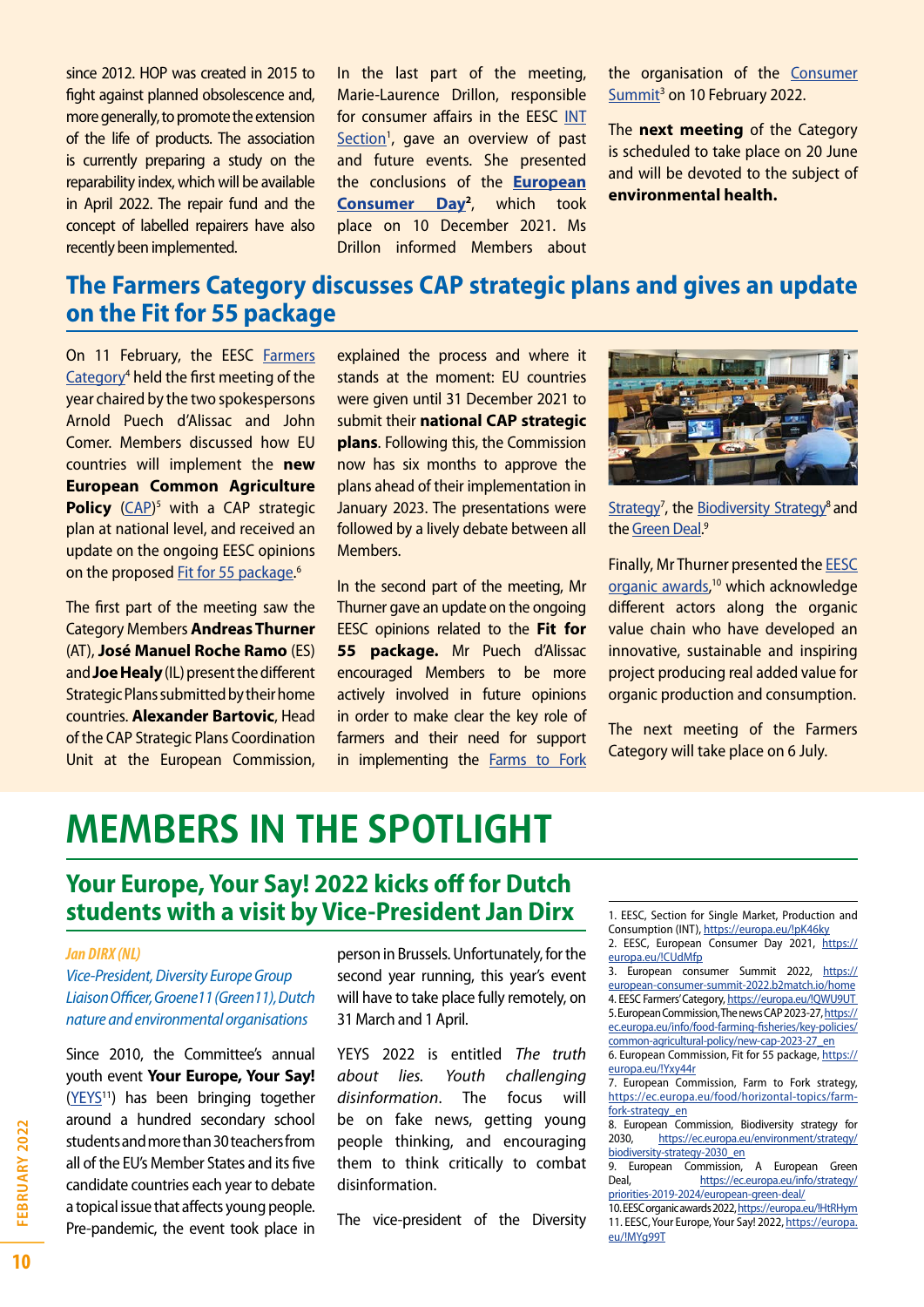since 2012. HOP was created in 2015 to fight against planned obsolescence and, more generally, to promote the extension of the life of products. The association is currently preparing a study on the reparability index, which will be available in April 2022. The repair fund and the concept of labelled repairers have also recently been implemented.

In the last part of the meeting, Marie-Laurence Drillon, responsible for consumer affairs in the EESC INT Section[1], gave an overview of past and future events. She presented the conclusions of the **European Consumer Day**[2], which took place on 10 December 2021. Ms Drillon informed Members about the organisation of the Consumer Summit[3] on 10 February 2022.

The **next meeting** of the Category is scheduled to take place on 20 June and will be devoted to the subject of **environmental health.**

## The Farmers Category discusses CAP strategic plans and gives an update on the Fit for 55 package

On 11 February, the EESC Farmers Category[4] held the first meeting of the year chaired by the two spokespersons Arnold Puech d'Alissac and John Comer. Members discussed how EU countries will implement the **new European Common Agriculture Policy** (CAP)[5] with a CAP strategic plan at national level, and received an update on the ongoing EESC opinions on the proposed Fit for 55 package.[6]

The first part of the meeting saw the Category Members **Andreas Thurner** (AT), **José Manuel Roche Ramo** (ES) and **Joe Healy** (IL) present the different Strategic Plans submitted by their home countries. **Alexander Bartovic**, Head of the CAP Strategic Plans Coordination Unit at the European Commission, explained the process and where it stands at the moment: EU countries were given until 31 December 2021 to submit their **national CAP strategic plans**. Following this, the Commission now has six months to approve the plans ahead of their implementation in January 2023. The presentations were followed by a lively debate between all Members.

In the second part of the meeting, Mr Thurner gave an update on the ongoing EESC opinions related to the **Fit for 55 package.** Mr Puech d'Alissac encouraged Members to be more actively involved in future opinions in order to make clear the key role of farmers and their need for support in implementing the Farms to Fork Strategy[7], the Biodiversity Strategy[8] and the Green Deal.[9]

Finally, Mr Thurner presented the EESC organic awards,[10] which acknowledge different actors along the organic value chain who have developed an innovative, sustainable and inspiring project producing real added value for organic production and consumption.

The next meeting of the Farmers Category will take place on 6 July.

# MEMBERS IN THE SPOTLIGHT

## Your Europe, Your Say! 2022 kicks off for Dutch students with a visit by Vice-President Jan Dirx

*Jan DIRX (NL)*
*Vice-President, Diversity Europe Group*
*Liaison Officer, Groene11 (Green11), Dutch nature and environmental organisations*

Since 2010, the Committee's annual youth event **Your Europe, Your Say!** (YEYS[11]) has been bringing together around a hundred secondary school students and more than 30 teachers from all of the EU's Member States and its five candidate countries each year to debate a topical issue that affects young people. Pre-pandemic, the event took place in person in Brussels. Unfortunately, for the second year running, this year's event will have to take place fully remotely, on 31 March and 1 April.

YEYS 2022 is entitled *The truth about lies. Youth challenging disinformation*. The focus will be on fake news, getting young people thinking, and encouraging them to think critically to combat disinformation.

The vice-president of the Diversity

1. EESC, Section for Single Market, Production and Consumption (INT), https://europa.eu/!pK46ky
2. EESC, European Consumer Day 2021, https://europa.eu/!CUdMfp
3. European consumer Summit 2022, https://european-consumer-summit-2022.b2match.io/home
4. EESC Farmers' Category, https://europa.eu/!QWU9UT
5. European Commission, The news CAP 2023-27, https://ec.europa.eu/info/food-farming-fisheries/key-policies/common-agricultural-policy/new-cap-2023-27_en
6. European Commission, Fit for 55 package, https://europa.eu/!Yxy44r
7. European Commission, Farm to Fork strategy, https://ec.europa.eu/food/horizontal-topics/farm-fork-strategy_en
8. European Commission, Biodiversity strategy for 2030, https://ec.europa.eu/environment/strategy/biodiversity-strategy-2030_en
9. European Commission, A European Green Deal, https://ec.europa.eu/info/strategy/priorities-2019-2024/european-green-deal/
10. EESC organic awards 2022, https://europa.eu/!HtRHym
11. EESC, Your Europe, Your Say! 2022, https://europa.eu/!MYg99T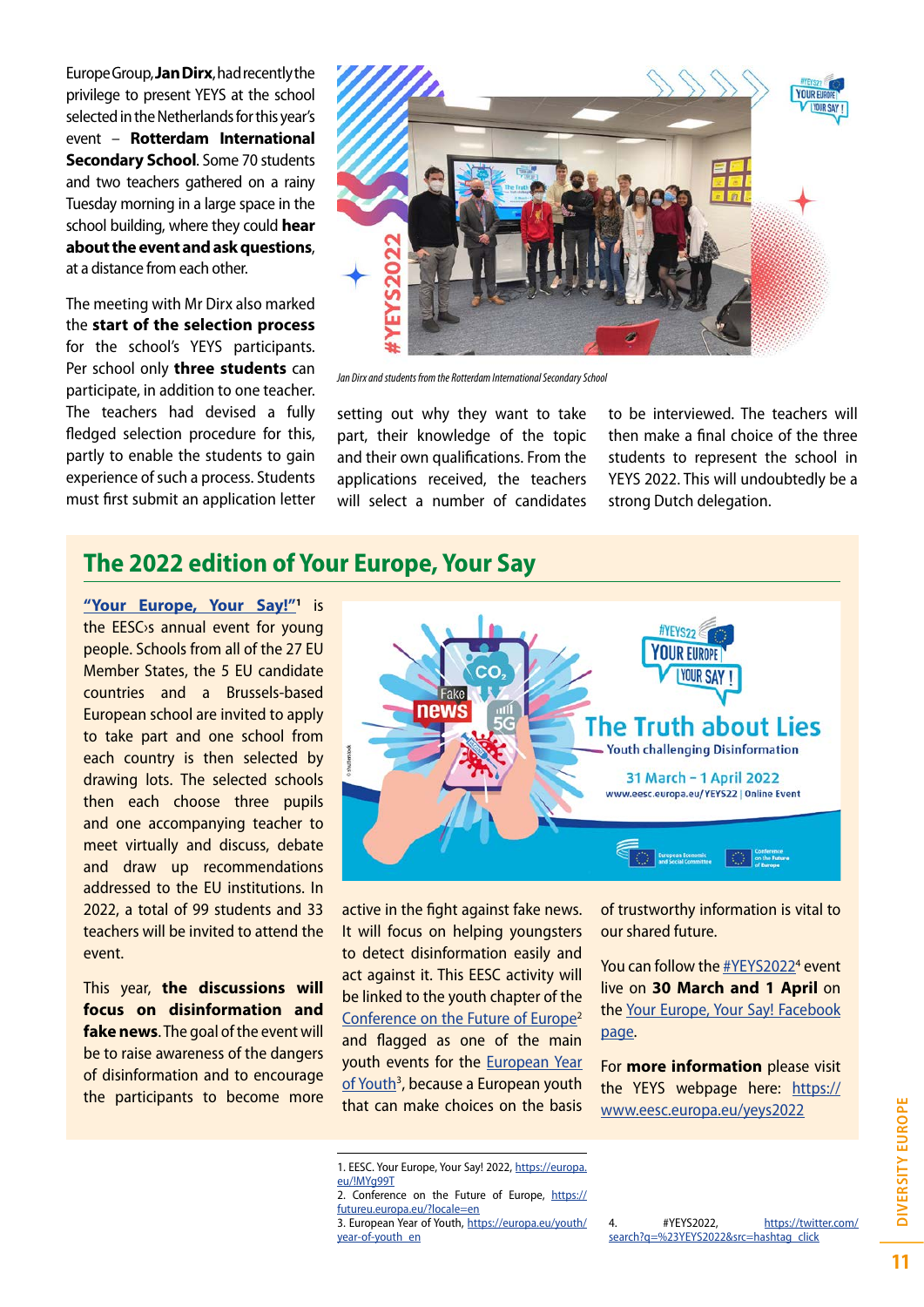Europe Group, **Jan Dirx**, had recently the privilege to present YEYS at the school selected in the Netherlands for this year's event – **Rotterdam International Secondary School**. Some 70 students and two teachers gathered on a rainy Tuesday morning in a large space in the school building, where they could **hear about the event and ask questions**, at a distance from each other.

The meeting with Mr Dirx also marked the **start of the selection process** for the school's YEYS participants. Per school only **three students** can participate, in addition to one teacher. The teachers had devised a fully fledged selection procedure for this, partly to enable the students to gain experience of such a process. Students must first submit an application letter setting out why they want to take part, their knowledge of the topic and their own qualifications. From the applications received, the teachers will select a number of candidates to be interviewed. The teachers will then make a final choice of the three students to represent the school in YEYS 2022. This will undoubtedly be a strong Dutch delegation.

*Jan Dirx and students from the Rotterdam International Secondary School*

## The 2022 edition of Your Europe, Your Say

"Your Europe, Your Say!"[1] is the EESC›s annual event for young people. Schools from all of the 27 EU Member States, the 5 EU candidate countries and a Brussels-based European school are invited to apply to take part and one school from each country is then selected by drawing lots. The selected schools then each choose three pupils and one accompanying teacher to meet virtually and discuss, debate and draw up recommendations addressed to the EU institutions. In 2022, a total of 99 students and 33 teachers will be invited to attend the event.

This year, **the discussions will focus on disinformation and fake news**. The goal of the event will be to raise awareness of the dangers of disinformation and to encourage the participants to become more active in the fight against fake news. It will focus on helping youngsters to detect disinformation easily and act against it. This EESC activity will be linked to the youth chapter of the Conference on the Future of Europe[2] and flagged as one of the main youth events for the European Year of Youth[3], because a European youth that can make choices on the basis of trustworthy information is vital to our shared future.

You can follow the #YEYS2022[4] event live on **30 March and 1 April** on the Your Europe, Your Say! Facebook page.

For **more information** please visit the YEYS webpage here: https://www.eesc.europa.eu/yeys2022

1. EESC. Your Europe, Your Say! 2022, https://europa.eu/!MYg99T
2. Conference on the Future of Europe, https://futureu.europa.eu/?locale=en
3. European Year of Youth, https://europa.eu/youth/year-of-youth_en
4. #YEYS2022, https://twitter.com/search?q=%23YEYS2022&src=hashtag_click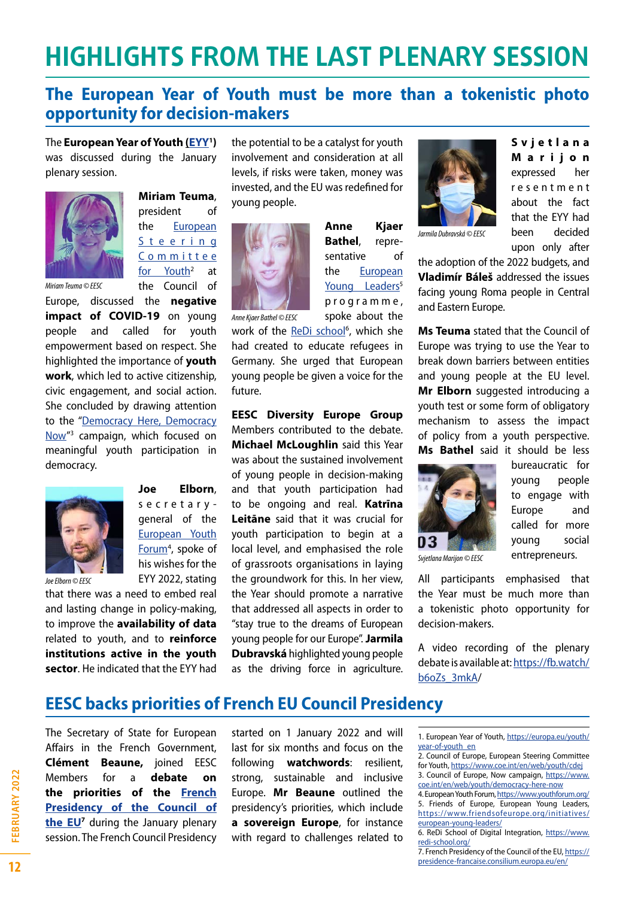# HIGHLIGHTS FROM THE LAST PLENARY SESSION

## The European Year of Youth must be more than a tokenistic photo opportunity for decision-makers

The **European Year of Youth (EYY[1])** was discussed during the January plenary session.

Miriam Teuma © EESC

**Miriam Teuma**, president of the European Steering Committee for Youth[2] at the Council of Europe, discussed the **negative impact of COVID-19** on young people and called for youth empowerment based on respect. She highlighted the importance of **youth work**, which led to active citizenship, civic engagement, and social action. She concluded by drawing attention to the "Democracy Here, Democracy Now"[3] campaign, which focused on meaningful youth participation in democracy.

Joe Elborn © EESC

**Joe Elborn**, secretary-general of the European Youth Forum[4], spoke of his wishes for the EYY 2022, stating that there was a need to embed real and lasting change in policy-making, to improve the **availability of data** related to youth, and to **reinforce institutions active in the youth sector**. He indicated that the EYY had the potential to be a catalyst for youth involvement and consideration at all levels, if risks were taken, money was invested, and the EU was redefined for young people.

Anne Kjaer Bathel © EESC

**Anne Kjaer Bathel**, representative of the European Young Leaders[5] programme, spoke about the work of the ReDi school[6], which she had created to educate refugees in Germany. She urged that European young people be given a voice for the future.

**EESC Diversity Europe Group** Members contributed to the debate. **Michael McLoughlin** said this Year was about the sustained involvement of young people in decision-making and that youth participation had to be ongoing and real. **Katrīna Leitāne** said that it was crucial for youth participation to begin at a local level, and emphasised the role of grassroots organisations in laying the groundwork for this. In her view, the Year should promote a narrative that addressed all aspects in order to "stay true to the dreams of European young people for our Europe". **Jarmila Dubravská** highlighted young people as the driving force in agriculture.

Jarmila Dubravská © EESC

**Svjetlana Marijon** expressed her resentment about the fact that the EYY had been decided upon only after the adoption of the 2022 budgets, and **Vladimír Báleš** addressed the issues facing young Roma people in Central and Eastern Europe.

**Ms Teuma** stated that the Council of Europe was trying to use the Year to break down barriers between entities and young people at the EU level. **Mr Elborn** suggested introducing a youth test or some form of obligatory mechanism to assess the impact of policy from a youth perspective. **Ms Bathel** said it should be less bureaucratic for young people to engage with Europe and called for more young social entrepreneurs.

Svjetlana Marijon © EESC

All participants emphasised that the Year must be much more than a tokenistic photo opportunity for decision-makers.

A video recording of the plenary debate is available at: https://fb.watch/b6oZs_3mkA/

## EESC backs priorities of French EU Council Presidency

The Secretary of State for European Affairs in the French Government, **Clément Beaune,** joined EESC Members for a **debate on the priorities of the French Presidency of the Council of the EU[7]** during the January plenary session. The French Council Presidency started on 1 January 2022 and will last for six months and focus on the following **watchwords**: resilient, strong, sustainable and inclusive Europe. **Mr Beaune** outlined the presidency's priorities, which include **a sovereign Europe**, for instance with regard to challenges related to

1. European Year of Youth, https://europa.eu/youth/year-of-youth_en
2. Council of Europe, European Steering Committee for Youth, https://www.coe.int/en/web/youth/cdej
3. Council of Europe, Now campaign, https://www.coe.int/en/web/youth/democracy-here-now
4. European Youth Forum, https://www.youthforum.org/
5. Friends of Europe, European Young Leaders, https://www.friendsofeurope.org/initiatives/european-young-leaders/
6. ReDi School of Digital Integration, https://www.redi-school.org/
7. French Presidency of the Council of the EU, https://presidence-francaise.consilium.europa.eu/en/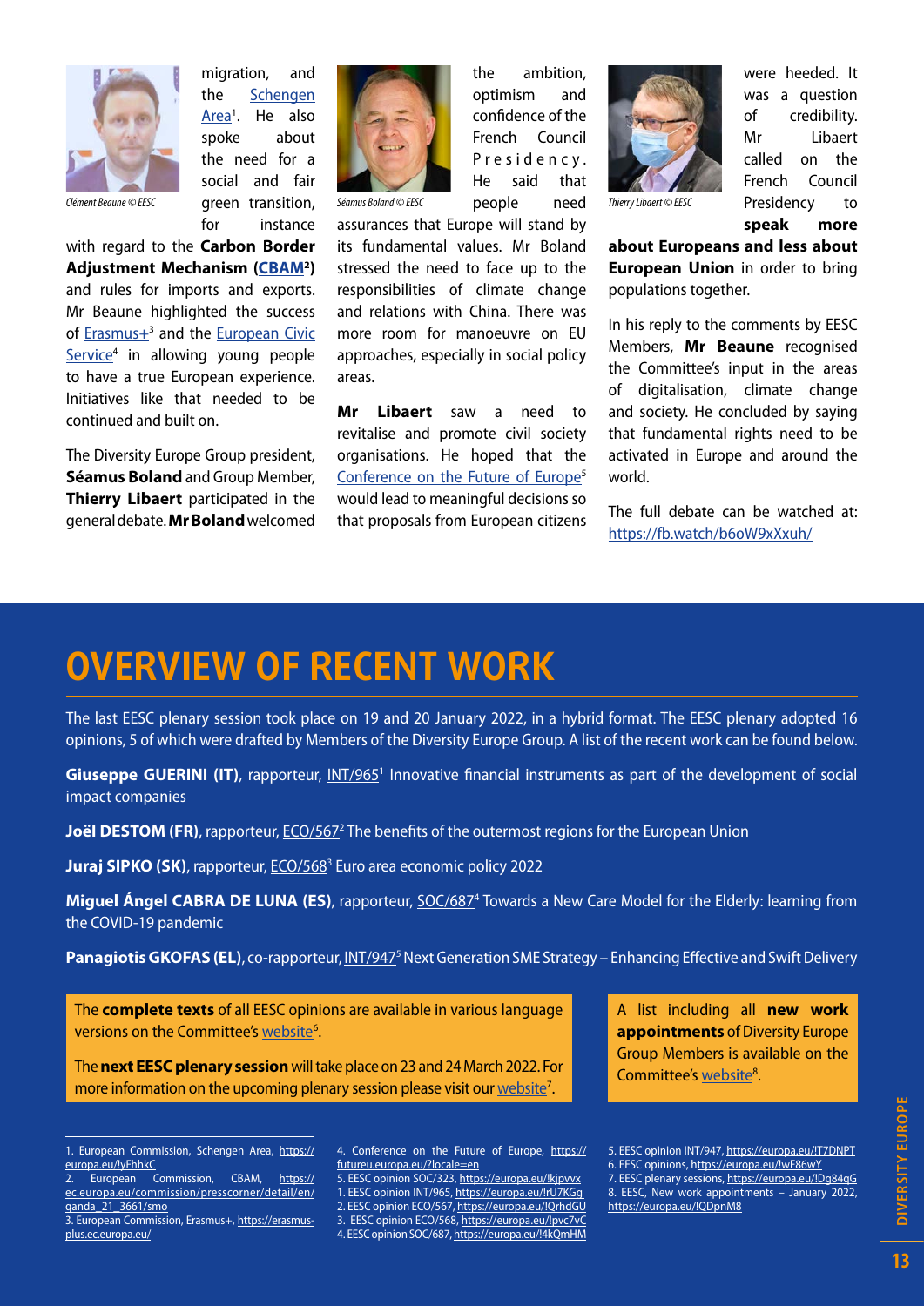migration, and the Schengen Area[1]. He also spoke about the need for a social and fair green transition, for instance with regard to the **Carbon Border Adjustment Mechanism (CBAM[2])** and rules for imports and exports. Mr Beaune highlighted the success of Erasmus+[3] and the European Civic Service[4] in allowing young people to have a true European experience. Initiatives like that needed to be continued and built on.

*Clément Beaune © EESC*

The Diversity Europe Group president, **Séamus Boland** and Group Member, **Thierry Libaert** participated in the general debate. **Mr Boland** welcomed the ambition, optimism and confidence of the French Council Presidency. He said that people need assurances that Europe will stand by its fundamental values. Mr Boland stressed the need to face up to the responsibilities of climate change and relations with China. There was more room for manoeuvre on EU approaches, especially in social policy areas.

*Séamus Boland © EESC*

**Mr Libaert** saw a need to revitalise and promote civil society organisations. He hoped that the Conference on the Future of Europe[5] would lead to meaningful decisions so that proposals from European citizens were heeded. It was a question of credibility. Mr Libaert called on the French Council Presidency to **speak more about Europeans and less about European Union** in order to bring populations together.

*Thierry Libaert © EESC*

In his reply to the comments by EESC Members, **Mr Beaune** recognised the Committee's input in the areas of digitalisation, climate change and society. He concluded by saying that fundamental rights need to be activated in Europe and around the world.

The full debate can be watched at: https://fb.watch/b6oW9xXxuh/

# OVERVIEW OF RECENT WORK

The last EESC plenary session took place on 19 and 20 January 2022, in a hybrid format. The EESC plenary adopted 16 opinions, 5 of which were drafted by Members of the Diversity Europe Group. A list of the recent work can be found below.

**Giuseppe GUERINI (IT)**, rapporteur, INT/965[1] Innovative financial instruments as part of the development of social impact companies

**Joël DESTOM (FR)**, rapporteur, ECO/567[2] The benefits of the outermost regions for the European Union

**Juraj SIPKO (SK)**, rapporteur, ECO/568[3] Euro area economic policy 2022

**Miguel Ángel CABRA DE LUNA (ES)**, rapporteur, SOC/687[4] Towards a New Care Model for the Elderly: learning from the COVID-19 pandemic

**Panagiotis GKOFAS (EL)**, co-rapporteur, INT/947[5] Next Generation SME Strategy – Enhancing Effective and Swift Delivery

The **complete texts** of all EESC opinions are available in various language versions on the Committee's website[6].

The **next EESC plenary session** will take place on 23 and 24 March 2022. For more information on the upcoming plenary session please visit our website[7].

A list including all **new work appointments** of Diversity Europe Group Members is available on the Committee's website[8].

---

1. European Commission, Schengen Area, https://europa.eu/!yFhhkC
2. European Commission, CBAM, https://ec.europa.eu/commission/presscorner/detail/en/qanda_21_3661/smo
3. European Commission, Erasmus+, https://erasmus-plus.ec.europa.eu/
4. Conference on the Future of Europe, https://futureu.europa.eu/?locale=en
5. EESC opinion SOC/323, https://europa.eu/!kjpvvx

1. EESC opinion INT/965, https://europa.eu/!rU7KGq
2. EESC opinion ECO/567, https://europa.eu/!QrhdGU
3. EESC opinion ECO/568, https://europa.eu/!pvc7vC
4. EESC opinion SOC/687, https://europa.eu/!4kQmHM
5. EESC opinion INT/947, https://europa.eu/!T7DNPT
6. EESC opinions, https://europa.eu/!wF86wY
7. EESC plenary sessions, https://europa.eu/!Dg84qG
8. EESC, New work appointments – January 2022, https://europa.eu/!QDpnM8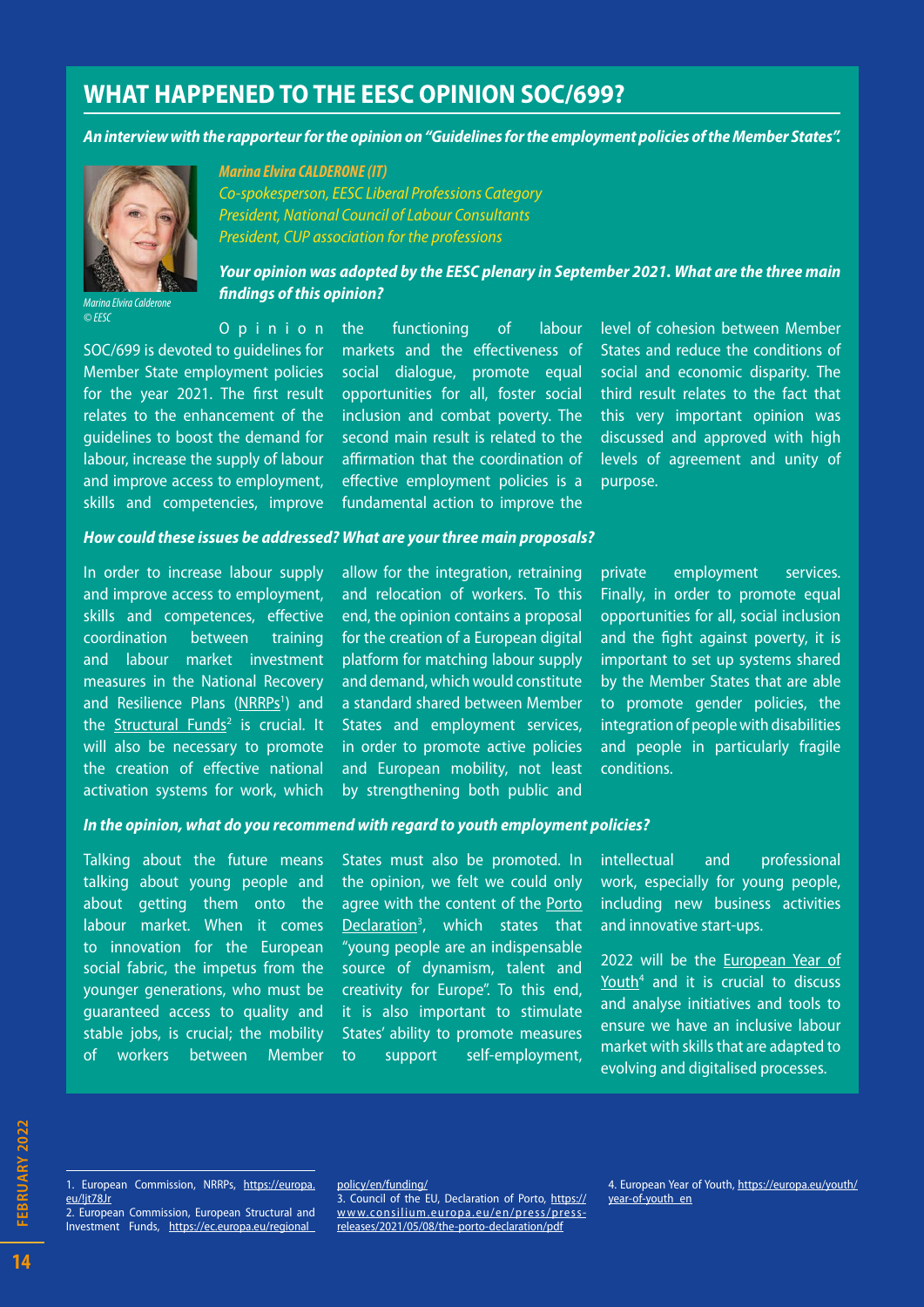# WHAT HAPPENED TO THE EESC OPINION SOC/699?

***An interview with the rapporteur for the opinion on "Guidelines for the employment policies of the Member States".***

Marina Elvira Calderone
© EESC

***Marina Elvira CALDERONE (IT)***
*Co-spokesperson, EESC Liberal Professions Category*
*President, National Council of Labour Consultants*
*President, CUP association for the professions*

***Your opinion was adopted by the EESC plenary in September 2021. What are the three main findings of this opinion?***

Opinion SOC/699 is devoted to guidelines for Member State employment policies for the year 2021. The first result relates to the enhancement of the guidelines to boost the demand for labour, increase the supply of labour and improve access to employment, skills and competencies, improve the functioning of labour markets and the effectiveness of social dialogue, promote equal opportunities for all, foster social inclusion and combat poverty. The second main result is related to the affirmation that the coordination of effective employment policies is a fundamental action to improve the level of cohesion between Member States and reduce the conditions of social and economic disparity. The third result relates to the fact that this very important opinion was discussed and approved with high levels of agreement and unity of purpose.

***How could these issues be addressed? What are your three main proposals?***

In order to increase labour supply and improve access to employment, skills and competences, effective coordination between training and labour market investment measures in the National Recovery and Resilience Plans (NRRPs[1]) and the Structural Funds[2] is crucial. It will also be necessary to promote the creation of effective national activation systems for work, which allow for the integration, retraining and relocation of workers. To this end, the opinion contains a proposal for the creation of a European digital platform for matching labour supply and demand, which would constitute a standard shared between Member States and employment services, in order to promote active policies and European mobility, not least by strengthening both public and private employment services. Finally, in order to promote equal opportunities for all, social inclusion and the fight against poverty, it is important to set up systems shared by the Member States that are able to promote gender policies, the integration of people with disabilities and people in particularly fragile conditions.

***In the opinion, what do you recommend with regard to youth employment policies?***

Talking about the future means talking about young people and about getting them onto the labour market. When it comes to innovation for the European social fabric, the impetus from the younger generations, who must be guaranteed access to quality and stable jobs, is crucial; the mobility of workers between Member States must also be promoted. In the opinion, we felt we could only agree with the content of the Porto Declaration[3], which states that "young people are an indispensable source of dynamism, talent and creativity for Europe". To this end, it is also important to stimulate States' ability to promote measures to support self-employment, intellectual and professional work, especially for young people, including new business activities and innovative start-ups.

2022 will be the European Year of Youth[4] and it is crucial to discuss and analyse initiatives and tools to ensure we have an inclusive labour market with skills that are adapted to evolving and digitalised processes.

---

1. European Commission, NRRPs, https://europa.eu/!jt78Jr
2. European Commission, European Structural and Investment Funds, https://ec.europa.eu/regional_policy/en/funding/
3. Council of the EU, Declaration of Porto, https://www.consilium.europa.eu/en/press/press-releases/2021/05/08/the-porto-declaration/pdf
4. European Year of Youth, https://europa.eu/youth/year-of-youth_en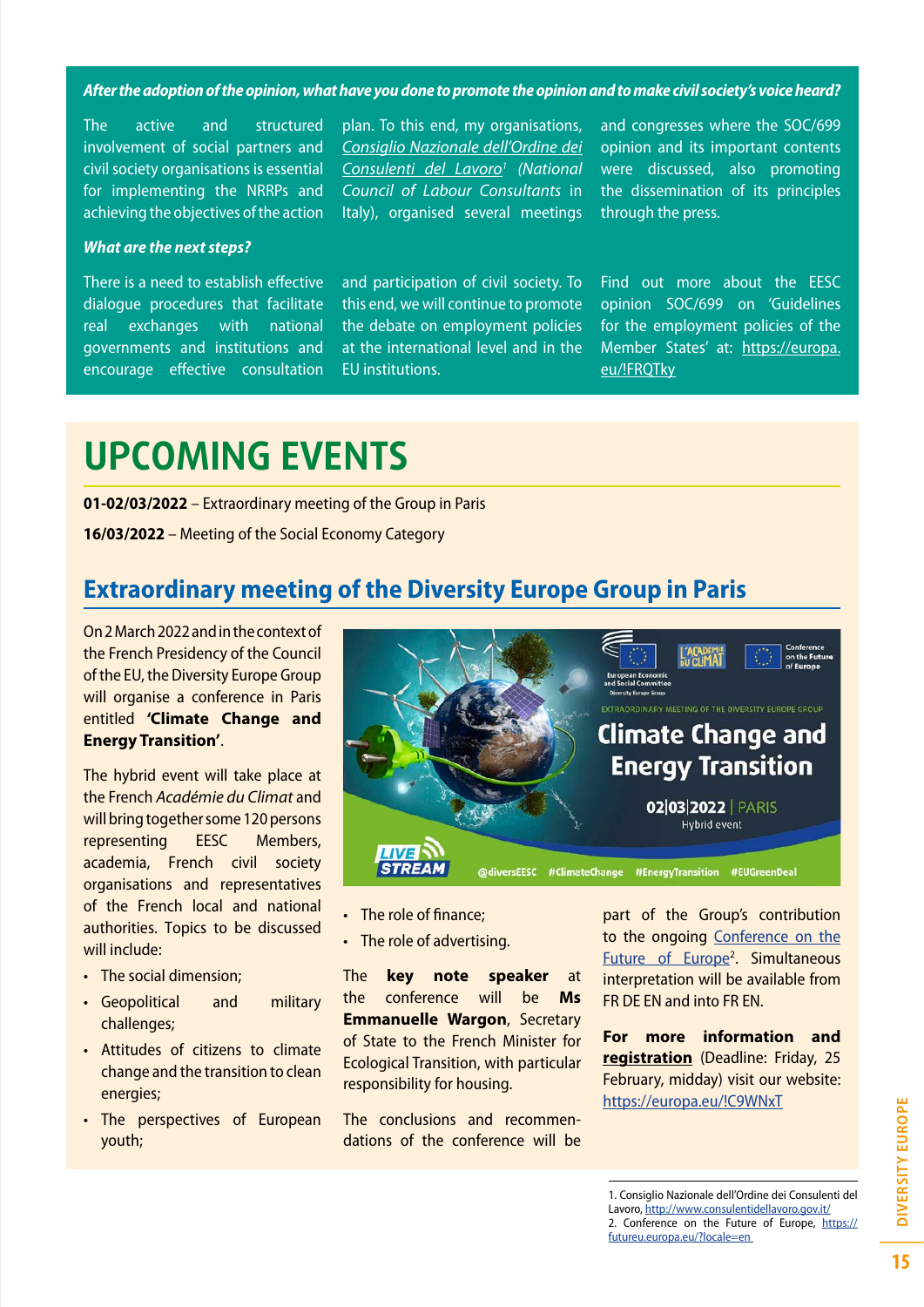***After the adoption of the opinion, what have you done to promote the opinion and to make civil society's voice heard?***

The active and structured involvement of social partners and civil society organisations is essential for implementing the NRRPs and achieving the objectives of the action plan. To this end, my organisations, *Consiglio Nazionale dell'Ordine dei Consulenti del Lavoro*[1] *(National Council of Labour Consultants* in Italy), organised several meetings and congresses where the SOC/699 opinion and its important contents were discussed, also promoting the dissemination of its principles through the press.

***What are the next steps?***

There is a need to establish effective dialogue procedures that facilitate real exchanges with national governments and institutions and encourage effective consultation and participation of civil society. To this end, we will continue to promote the debate on employment policies at the international level and in the EU institutions.

Find out more about the EESC opinion SOC/699 on 'Guidelines for the employment policies of the Member States' at: https://europa.eu/!FRQTky

# UPCOMING EVENTS

**01-02/03/2022** – Extraordinary meeting of the Group in Paris

**16/03/2022** – Meeting of the Social Economy Category

## Extraordinary meeting of the Diversity Europe Group in Paris

On 2 March 2022 and in the context of the French Presidency of the Council of the EU, the Diversity Europe Group will organise a conference in Paris entitled **'Climate Change and Energy Transition'**.

The hybrid event will take place at the French *Académie du Climat* and will bring together some 120 persons representing EESC Members, academia, French civil society organisations and representatives of the French local and national authorities. Topics to be discussed will include:

- The social dimension;
- Geopolitical and military challenges;
- Attitudes of citizens to climate change and the transition to clean energies;
- The perspectives of European youth;
- The role of finance;
- The role of advertising.

The **key note speaker** at the conference will be **Ms Emmanuelle Wargon**, Secretary of State to the French Minister for Ecological Transition, with particular responsibility for housing.

The conclusions and recommendations of the conference will be part of the Group's contribution to the ongoing Conference on the Future of Europe[2]. Simultaneous interpretation will be available from FR DE EN and into FR EN.

**For more information and registration** (Deadline: Friday, 25 February, midday) visit our website: https://europa.eu/!C9WNxT

1. Consiglio Nazionale dell'Ordine dei Consulenti del Lavoro, http://www.consulentidellavoro.gov.it/
2. Conference on the Future of Europe, https://futureu.europa.eu/?locale=en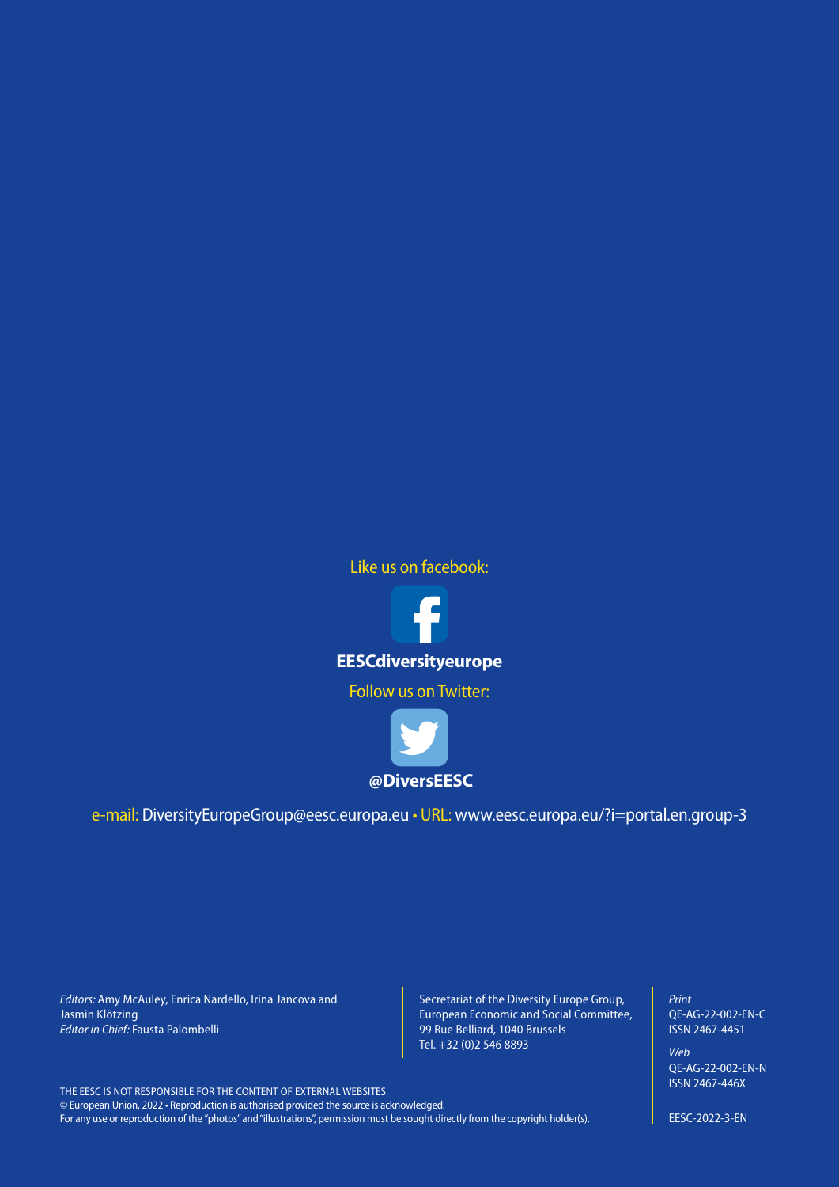Like us on facebook:

**EESCdiversityeurope**

Follow us on Twitter:

**@DiversEESC**

e-mail: DiversityEuropeGroup@eesc.europa.eu • URL: www.eesc.europa.eu/?i=portal.en.group-3

*Editors:* Amy McAuley, Enrica Nardello, Irina Jancova and Jasmin Klötzing
*Editor in Chief:* Fausta Palombelli

Secretariat of the Diversity Europe Group,
European Economic and Social Committee,
99 Rue Belliard, 1040 Brussels
Tel. +32 (0)2 546 8893

*Print*
QE-AG-22-002-EN-C
ISSN 2467-4451

*Web*
QE-AG-22-002-EN-N
ISSN 2467-446X

THE EESC IS NOT RESPONSIBLE FOR THE CONTENT OF EXTERNAL WEBSITES
© European Union, 2022 • Reproduction is authorised provided the source is acknowledged.
For any use or reproduction of the "photos" and "illustrations", permission must be sought directly from the copyright holder(s).

EESC-2022-3-EN